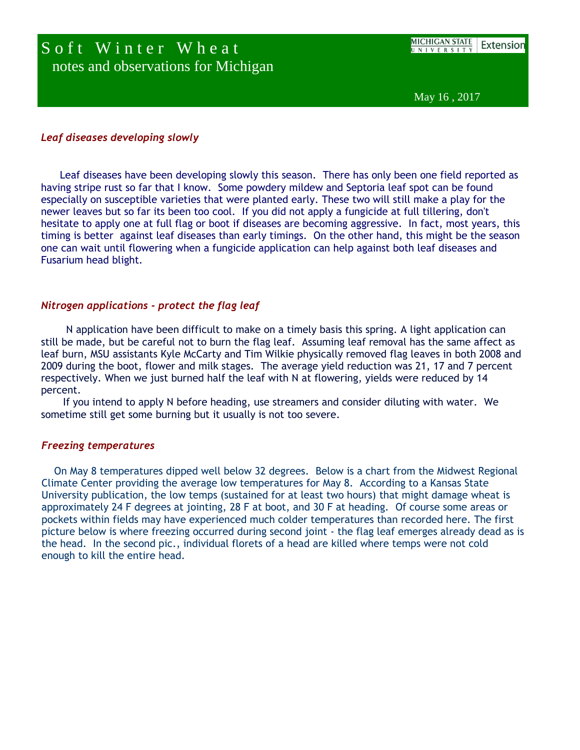# Soft Winter Wheat

notes and observations for Michigan

MICHIGAN STATE UNIVERSITY | Extension

May 16 , 2017

### *Leaf diseases developing slowly*

Leaf diseases have been developing slowly this season. There has only been one field reported as having stripe rust so far that I know. Some powdery mildew and Septoria leaf spot can be found especially on susceptible varieties that were planted early. These two will still make a play for the newer leaves but so far its been too cool. If you did not apply a fungicide at full tillering, don't hesitate to apply one at full flag or boot if diseases are becoming aggressive. In fact, most years, this timing is better against leaf diseases than early timings. On the other hand, this might be the season one can wait until flowering when a fungicide application can help against both leaf diseases and Fusarium head blight.

### *Nitrogen applications - protect the flag leaf*

N application have been difficult to make on a timely basis this spring. A light application can still be made, but be careful not to burn the flag leaf. Assuming leaf removal has the same affect as leaf burn, MSU assistants Kyle McCarty and Tim Wilkie physically removed flag leaves in both 2008 and 2009 during the boot, flower and milk stages. The average yield reduction was 21, 17 and 7 percent respectively. When we just burned half the leaf with N at flowering, yields were reduced by 14 percent.

If you intend to apply N before heading, use streamers and consider diluting with water. We sometime still get some burning but it usually is not too severe.

### *Freezing temperatures*

On May 8 temperatures dipped well below 32 degrees. Below is a chart from the Midwest Regional Climate Center providing the average low temperatures for May 8. According to a Kansas State University publication, the low temps (sustained for at least two hours) that might damage wheat is approximately 24 F degrees at jointing, 28 F at boot, and 30 F at heading. Of course some areas or pockets within fields may have experienced much colder temperatures than recorded here. The first picture below is where freezing occurred during second joint - the flag leaf emerges already dead as is the head. In the second pic., individual florets of a head are killed where temps were not cold enough to kill the entire head.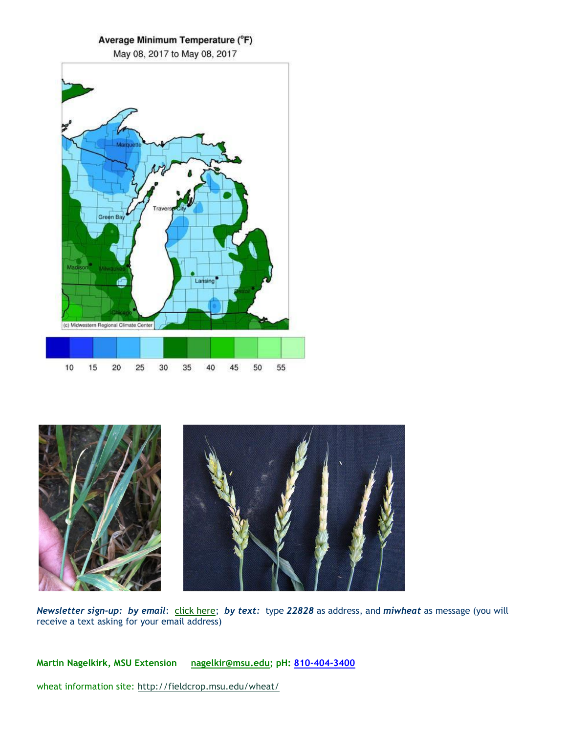Average Minimum Temperature (°F)

May 08, 2017 to May 08, 2017

Marquette
Green Bay
Traverse City
Madison
Milwaukee
Lansing
Detroit
Chicago

(c) Midwestern Regional Climate Center

10 15 20 25 30 35 40 45 50 55

***Newsletter sign-up:* *by email***: click here; ***by text:*** type ***22828*** as address, and ***miwheat*** as message (you will receive a text asking for your email address)

**Martin Nagelkirk, MSU Extension** **nagelkir@msu.edu; pH: 810-404-3400**

wheat information site: http://fieldcrop.msu.edu/wheat/